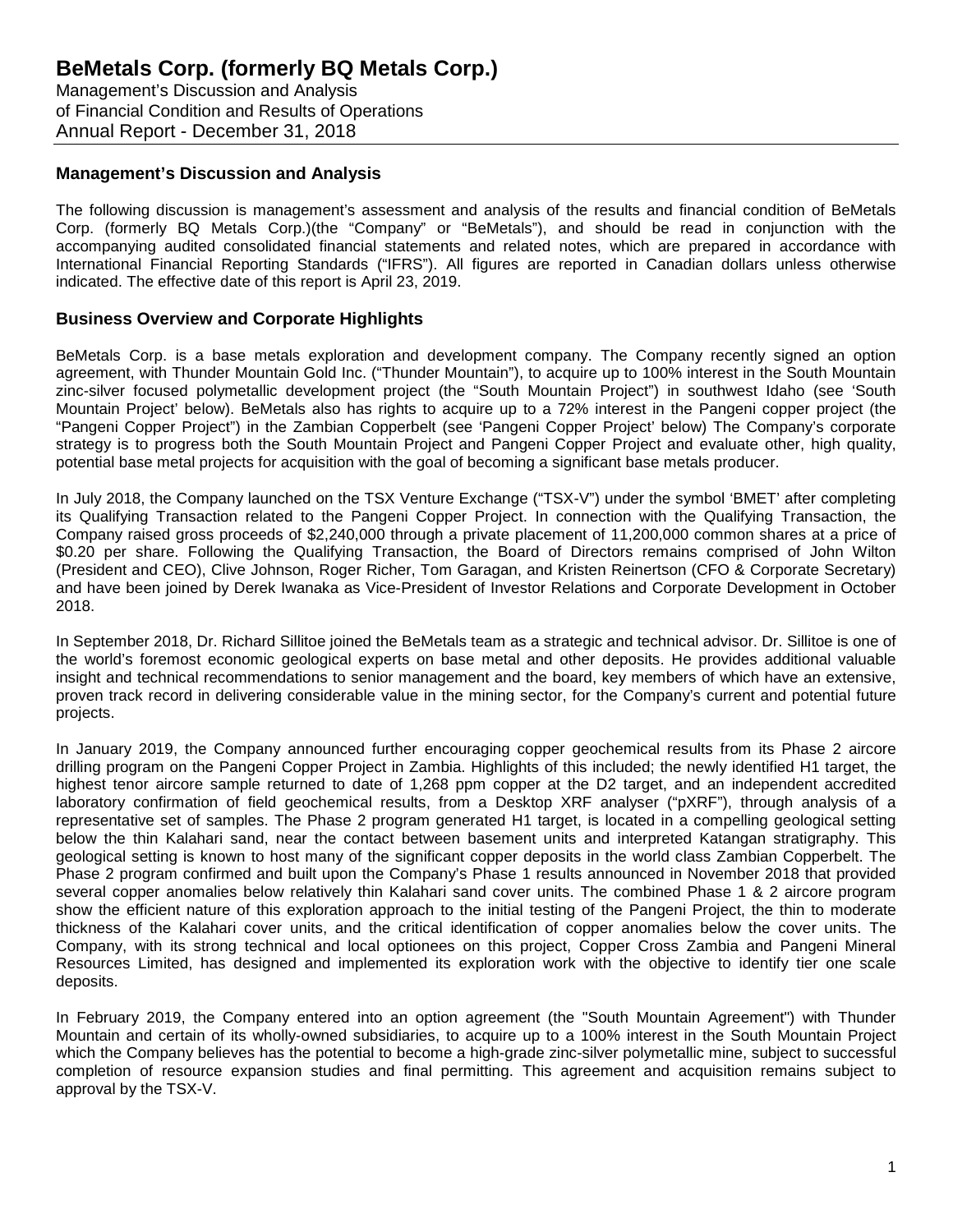# BeMetals Corp. (formerly BQ Metals Corp.)

Management's Discussion and Analysis
of Financial Condition and Results of Operations
Annual Report - December 31, 2018

## Management's Discussion and Analysis

The following discussion is management's assessment and analysis of the results and financial condition of BeMetals Corp. (formerly BQ Metals Corp.)(the "Company" or "BeMetals"), and should be read in conjunction with the accompanying audited consolidated financial statements and related notes, which are prepared in accordance with International Financial Reporting Standards ("IFRS"). All figures are reported in Canadian dollars unless otherwise indicated. The effective date of this report is April 23, 2019.

## Business Overview and Corporate Highlights

BeMetals Corp. is a base metals exploration and development company. The Company recently signed an option agreement, with Thunder Mountain Gold Inc. ("Thunder Mountain"), to acquire up to 100% interest in the South Mountain zinc-silver focused polymetallic development project (the "South Mountain Project") in southwest Idaho (see 'South Mountain Project' below). BeMetals also has rights to acquire up to a 72% interest in the Pangeni copper project (the "Pangeni Copper Project") in the Zambian Copperbelt (see 'Pangeni Copper Project' below) The Company's corporate strategy is to progress both the South Mountain Project and Pangeni Copper Project and evaluate other, high quality, potential base metal projects for acquisition with the goal of becoming a significant base metals producer.

In July 2018, the Company launched on the TSX Venture Exchange ("TSX-V") under the symbol 'BMET' after completing its Qualifying Transaction related to the Pangeni Copper Project. In connection with the Qualifying Transaction, the Company raised gross proceeds of $2,240,000 through a private placement of 11,200,000 common shares at a price of $0.20 per share. Following the Qualifying Transaction, the Board of Directors remains comprised of John Wilton (President and CEO), Clive Johnson, Roger Richer, Tom Garagan, and Kristen Reinertson (CFO & Corporate Secretary) and have been joined by Derek Iwanaka as Vice-President of Investor Relations and Corporate Development in October 2018.

In September 2018, Dr. Richard Sillitoe joined the BeMetals team as a strategic and technical advisor. Dr. Sillitoe is one of the world's foremost economic geological experts on base metal and other deposits. He provides additional valuable insight and technical recommendations to senior management and the board, key members of which have an extensive, proven track record in delivering considerable value in the mining sector, for the Company's current and potential future projects.

In January 2019, the Company announced further encouraging copper geochemical results from its Phase 2 aircore drilling program on the Pangeni Copper Project in Zambia. Highlights of this included; the newly identified H1 target, the highest tenor aircore sample returned to date of 1,268 ppm copper at the D2 target, and an independent accredited laboratory confirmation of field geochemical results, from a Desktop XRF analyser ("pXRF"), through analysis of a representative set of samples. The Phase 2 program generated H1 target, is located in a compelling geological setting below the thin Kalahari sand, near the contact between basement units and interpreted Katangan stratigraphy. This geological setting is known to host many of the significant copper deposits in the world class Zambian Copperbelt. The Phase 2 program confirmed and built upon the Company's Phase 1 results announced in November 2018 that provided several copper anomalies below relatively thin Kalahari sand cover units. The combined Phase 1 & 2 aircore program show the efficient nature of this exploration approach to the initial testing of the Pangeni Project, the thin to moderate thickness of the Kalahari cover units, and the critical identification of copper anomalies below the cover units. The Company, with its strong technical and local optionees on this project, Copper Cross Zambia and Pangeni Mineral Resources Limited, has designed and implemented its exploration work with the objective to identify tier one scale deposits.

In February 2019, the Company entered into an option agreement (the "South Mountain Agreement") with Thunder Mountain and certain of its wholly-owned subsidiaries, to acquire up to a 100% interest in the South Mountain Project which the Company believes has the potential to become a high-grade zinc-silver polymetallic mine, subject to successful completion of resource expansion studies and final permitting. This agreement and acquisition remains subject to approval by the TSX-V.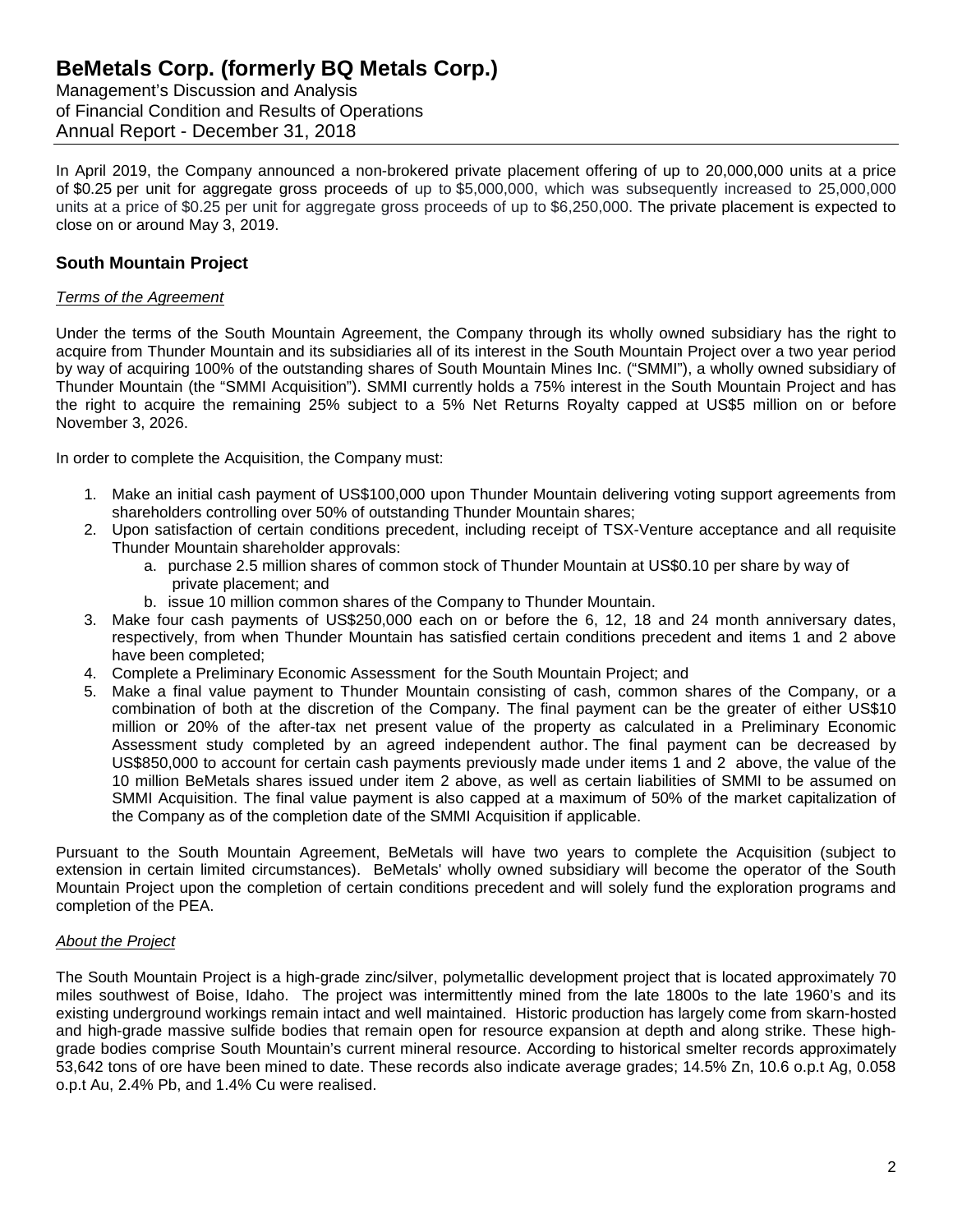In April 2019, the Company announced a non-brokered private placement offering of up to 20,000,000 units at a price of $0.25 per unit for aggregate gross proceeds of up to $5,000,000, which was subsequently increased to 25,000,000 units at a price of $0.25 per unit for aggregate gross proceeds of up to $6,250,000. The private placement is expected to close on or around May 3, 2019.

## South Mountain Project

*Terms of the Agreement*

Under the terms of the South Mountain Agreement, the Company through its wholly owned subsidiary has the right to acquire from Thunder Mountain and its subsidiaries all of its interest in the South Mountain Project over a two year period by way of acquiring 100% of the outstanding shares of South Mountain Mines Inc. ("SMMI"), a wholly owned subsidiary of Thunder Mountain (the "SMMI Acquisition"). SMMI currently holds a 75% interest in the South Mountain Project and has the right to acquire the remaining 25% subject to a 5% Net Returns Royalty capped at US$5 million on or before November 3, 2026.

In order to complete the Acquisition, the Company must:

1. Make an initial cash payment of US$100,000 upon Thunder Mountain delivering voting support agreements from shareholders controlling over 50% of outstanding Thunder Mountain shares;
2. Upon satisfaction of certain conditions precedent, including receipt of TSX-Venture acceptance and all requisite Thunder Mountain shareholder approvals:
   a. purchase 2.5 million shares of common stock of Thunder Mountain at US$0.10 per share by way of private placement; and
   b. issue 10 million common shares of the Company to Thunder Mountain.
3. Make four cash payments of US$250,000 each on or before the 6, 12, 18 and 24 month anniversary dates, respectively, from when Thunder Mountain has satisfied certain conditions precedent and items 1 and 2 above have been completed;
4. Complete a Preliminary Economic Assessment for the South Mountain Project; and
5. Make a final value payment to Thunder Mountain consisting of cash, common shares of the Company, or a combination of both at the discretion of the Company. The final payment can be the greater of either US$10 million or 20% of the after-tax net present value of the property as calculated in a Preliminary Economic Assessment study completed by an agreed independent author. The final payment can be decreased by US$850,000 to account for certain cash payments previously made under items 1 and 2 above, the value of the 10 million BeMetals shares issued under item 2 above, as well as certain liabilities of SMMI to be assumed on SMMI Acquisition. The final value payment is also capped at a maximum of 50% of the market capitalization of the Company as of the completion date of the SMMI Acquisition if applicable.

Pursuant to the South Mountain Agreement, BeMetals will have two years to complete the Acquisition (subject to extension in certain limited circumstances). BeMetals' wholly owned subsidiary will become the operator of the South Mountain Project upon the completion of certain conditions precedent and will solely fund the exploration programs and completion of the PEA.

*About the Project*

The South Mountain Project is a high-grade zinc/silver, polymetallic development project that is located approximately 70 miles southwest of Boise, Idaho. The project was intermittently mined from the late 1800s to the late 1960's and its existing underground workings remain intact and well maintained. Historic production has largely come from skarn-hosted and high-grade massive sulfide bodies that remain open for resource expansion at depth and along strike. These high-grade bodies comprise South Mountain's current mineral resource. According to historical smelter records approximately 53,642 tons of ore have been mined to date. These records also indicate average grades; 14.5% Zn, 10.6 o.p.t Ag, 0.058 o.p.t Au, 2.4% Pb, and 1.4% Cu were realised.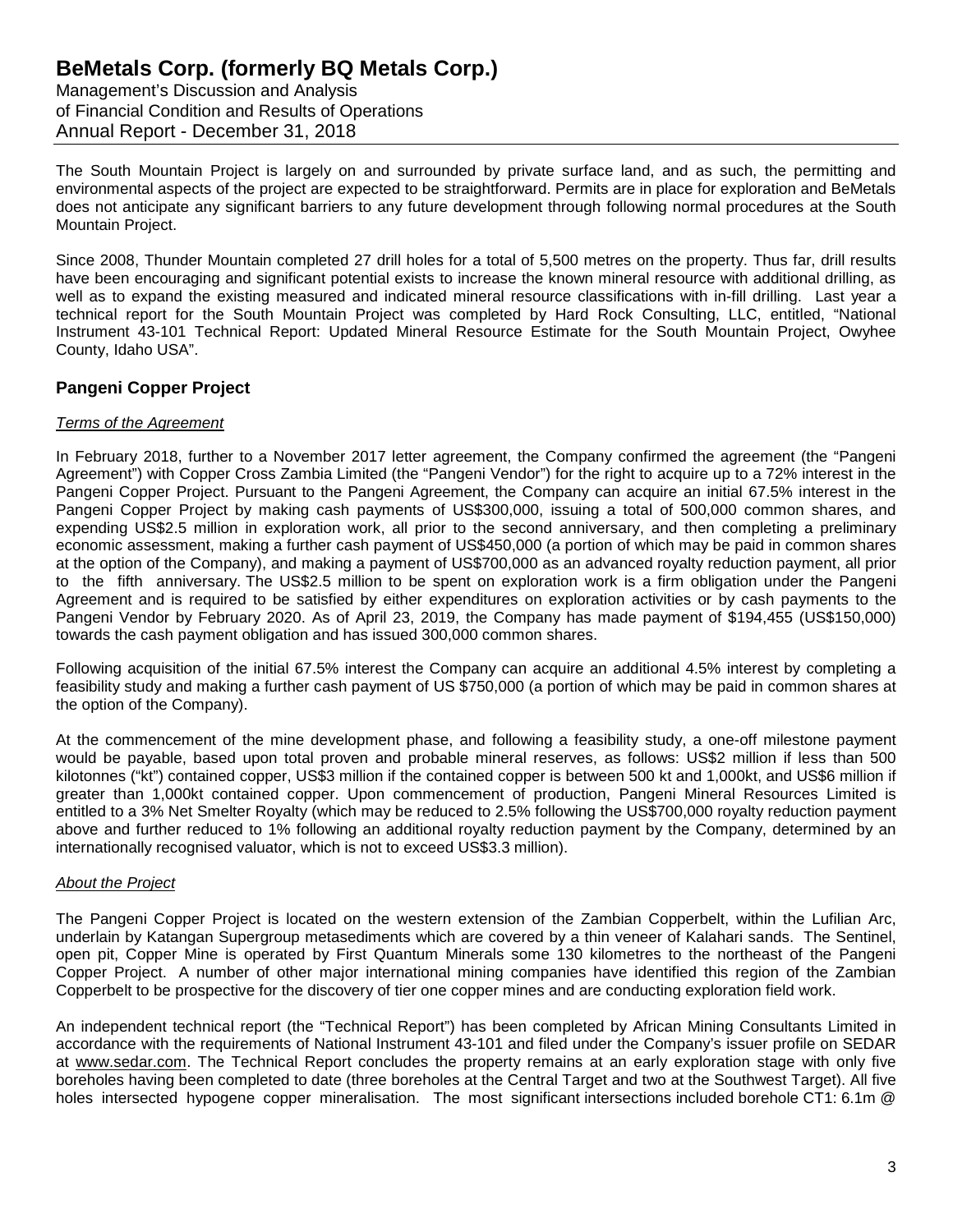The South Mountain Project is largely on and surrounded by private surface land, and as such, the permitting and environmental aspects of the project are expected to be straightforward. Permits are in place for exploration and BeMetals does not anticipate any significant barriers to any future development through following normal procedures at the South Mountain Project.

Since 2008, Thunder Mountain completed 27 drill holes for a total of 5,500 metres on the property. Thus far, drill results have been encouraging and significant potential exists to increase the known mineral resource with additional drilling, as well as to expand the existing measured and indicated mineral resource classifications with in-fill drilling. Last year a technical report for the South Mountain Project was completed by Hard Rock Consulting, LLC, entitled, "National Instrument 43-101 Technical Report: Updated Mineral Resource Estimate for the South Mountain Project, Owyhee County, Idaho USA".

## Pangeni Copper Project

*Terms of the Agreement*

In February 2018, further to a November 2017 letter agreement, the Company confirmed the agreement (the "Pangeni Agreement") with Copper Cross Zambia Limited (the "Pangeni Vendor") for the right to acquire up to a 72% interest in the Pangeni Copper Project. Pursuant to the Pangeni Agreement, the Company can acquire an initial 67.5% interest in the Pangeni Copper Project by making cash payments of US$300,000, issuing a total of 500,000 common shares, and expending US$2.5 million in exploration work, all prior to the second anniversary, and then completing a preliminary economic assessment, making a further cash payment of US$450,000 (a portion of which may be paid in common shares at the option of the Company), and making a payment of US$700,000 as an advanced royalty reduction payment, all prior to the fifth anniversary. The US$2.5 million to be spent on exploration work is a firm obligation under the Pangeni Agreement and is required to be satisfied by either expenditures on exploration activities or by cash payments to the Pangeni Vendor by February 2020. As of April 23, 2019, the Company has made payment of $194,455 (US$150,000) towards the cash payment obligation and has issued 300,000 common shares.

Following acquisition of the initial 67.5% interest the Company can acquire an additional 4.5% interest by completing a feasibility study and making a further cash payment of US $750,000 (a portion of which may be paid in common shares at the option of the Company).

At the commencement of the mine development phase, and following a feasibility study, a one-off milestone payment would be payable, based upon total proven and probable mineral reserves, as follows: US$2 million if less than 500 kilotonnes ("kt") contained copper, US$3 million if the contained copper is between 500 kt and 1,000kt, and US$6 million if greater than 1,000kt contained copper. Upon commencement of production, Pangeni Mineral Resources Limited is entitled to a 3% Net Smelter Royalty (which may be reduced to 2.5% following the US$700,000 royalty reduction payment above and further reduced to 1% following an additional royalty reduction payment by the Company, determined by an internationally recognised valuator, which is not to exceed US$3.3 million).

*About the Project*

The Pangeni Copper Project is located on the western extension of the Zambian Copperbelt, within the Lufilian Arc, underlain by Katangan Supergroup metasediments which are covered by a thin veneer of Kalahari sands. The Sentinel, open pit, Copper Mine is operated by First Quantum Minerals some 130 kilometres to the northeast of the Pangeni Copper Project. A number of other major international mining companies have identified this region of the Zambian Copperbelt to be prospective for the discovery of tier one copper mines and are conducting exploration field work.

An independent technical report (the "Technical Report") has been completed by African Mining Consultants Limited in accordance with the requirements of National Instrument 43-101 and filed under the Company's issuer profile on SEDAR at www.sedar.com. The Technical Report concludes the property remains at an early exploration stage with only five boreholes having been completed to date (three boreholes at the Central Target and two at the Southwest Target). All five holes intersected hypogene copper mineralisation. The most significant intersections included borehole CT1: 6.1m @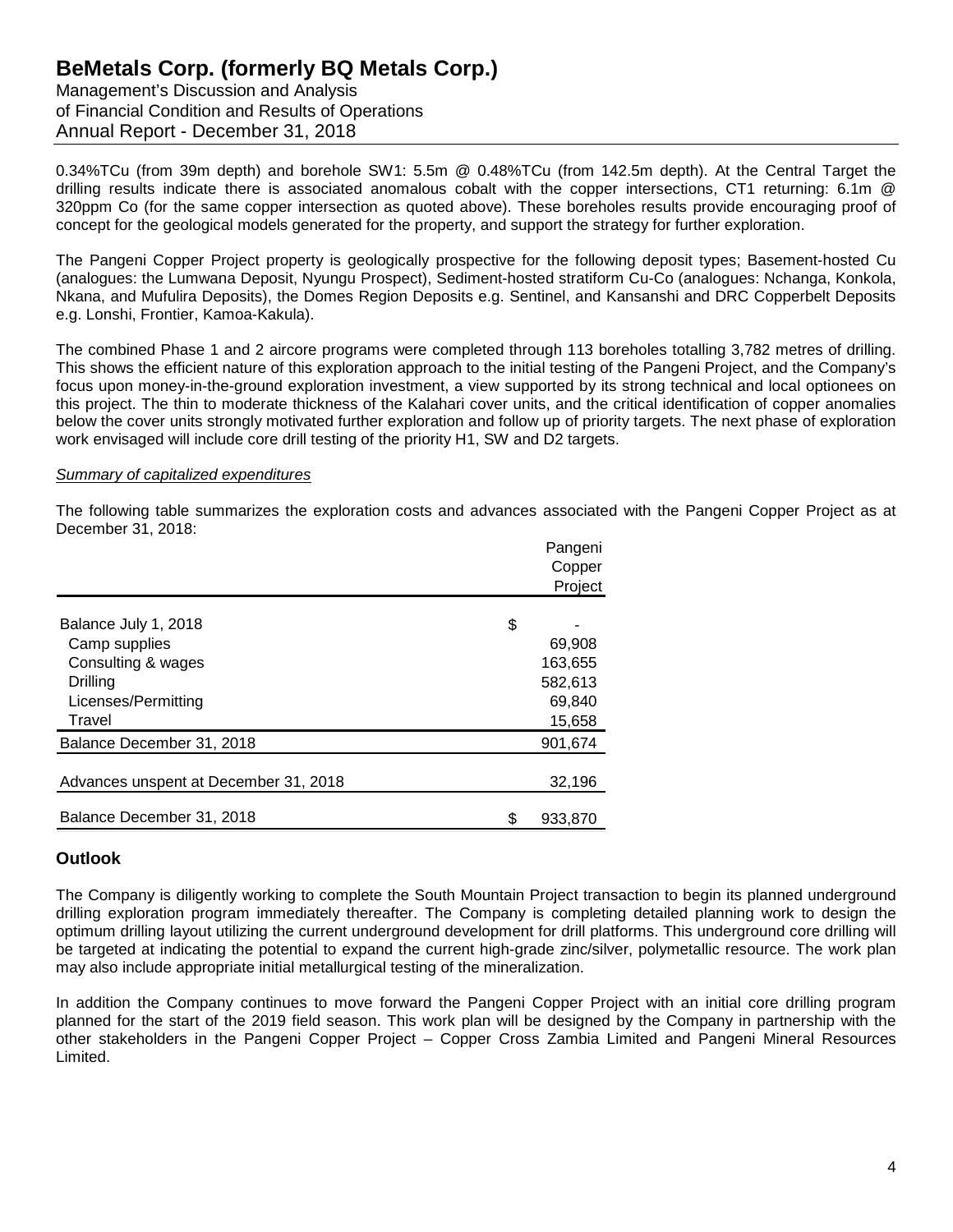0.34%TCu (from 39m depth) and borehole SW1: 5.5m @ 0.48%TCu (from 142.5m depth). At the Central Target the drilling results indicate there is associated anomalous cobalt with the copper intersections, CT1 returning: 6.1m @ 320ppm Co (for the same copper intersection as quoted above). These boreholes results provide encouraging proof of concept for the geological models generated for the property, and support the strategy for further exploration.

The Pangeni Copper Project property is geologically prospective for the following deposit types; Basement-hosted Cu (analogues: the Lumwana Deposit, Nyungu Prospect), Sediment-hosted stratiform Cu-Co (analogues: Nchanga, Konkola, Nkana, and Mufulira Deposits), the Domes Region Deposits e.g. Sentinel, and Kansanshi and DRC Copperbelt Deposits e.g. Lonshi, Frontier, Kamoa-Kakula).

The combined Phase 1 and 2 aircore programs were completed through 113 boreholes totalling 3,782 metres of drilling. This shows the efficient nature of this exploration approach to the initial testing of the Pangeni Project, and the Company's focus upon money-in-the-ground exploration investment, a view supported by its strong technical and local optionees on this project. The thin to moderate thickness of the Kalahari cover units, and the critical identification of copper anomalies below the cover units strongly motivated further exploration and follow up of priority targets. The next phase of exploration work envisaged will include core drill testing of the priority H1, SW and D2 targets.

*Summary of capitalized expenditures*

The following table summarizes the exploration costs and advances associated with the Pangeni Copper Project as at December 31, 2018:

| | Pangeni Copper Project |
|---|---|
| Balance July 1, 2018 | $ - |
| Camp supplies | 69,908 |
| Consulting & wages | 163,655 |
| Drilling | 582,613 |
| Licenses/Permitting | 69,840 |
| Travel | 15,658 |
| Balance December 31, 2018 | 901,674 |
| Advances unspent at December 31, 2018 | 32,196 |
| Balance December 31, 2018 | $ 933,870 |

## Outlook

The Company is diligently working to complete the South Mountain Project transaction to begin its planned underground drilling exploration program immediately thereafter. The Company is completing detailed planning work to design the optimum drilling layout utilizing the current underground development for drill platforms. This underground core drilling will be targeted at indicating the potential to expand the current high-grade zinc/silver, polymetallic resource. The work plan may also include appropriate initial metallurgical testing of the mineralization.

In addition the Company continues to move forward the Pangeni Copper Project with an initial core drilling program planned for the start of the 2019 field season. This work plan will be designed by the Company in partnership with the other stakeholders in the Pangeni Copper Project – Copper Cross Zambia Limited and Pangeni Mineral Resources Limited.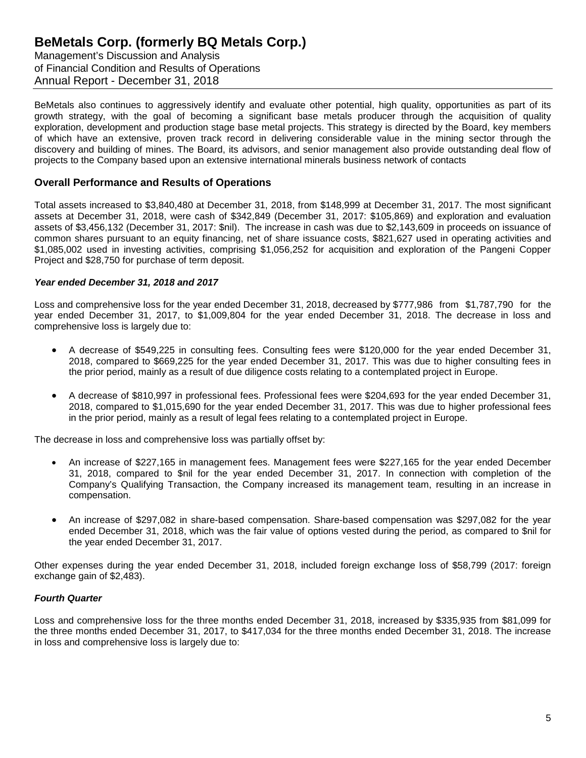BeMetals also continues to aggressively identify and evaluate other potential, high quality, opportunities as part of its growth strategy, with the goal of becoming a significant base metals producer through the acquisition of quality exploration, development and production stage base metal projects. This strategy is directed by the Board, key members of which have an extensive, proven track record in delivering considerable value in the mining sector through the discovery and building of mines. The Board, its advisors, and senior management also provide outstanding deal flow of projects to the Company based upon an extensive international minerals business network of contacts

## Overall Performance and Results of Operations

Total assets increased to $3,840,480 at December 31, 2018, from $148,999 at December 31, 2017. The most significant assets at December 31, 2018, were cash of $342,849 (December 31, 2017: $105,869) and exploration and evaluation assets of $3,456,132 (December 31, 2017: $nil). The increase in cash was due to $2,143,609 in proceeds on issuance of common shares pursuant to an equity financing, net of share issuance costs, $821,627 used in operating activities and $1,085,002 used in investing activities, comprising $1,056,252 for acquisition and exploration of the Pangeni Copper Project and $28,750 for purchase of term deposit.

### *Year ended December 31, 2018 and 2017*

Loss and comprehensive loss for the year ended December 31, 2018, decreased by $777,986 from $1,787,790 for the year ended December 31, 2017, to $1,009,804 for the year ended December 31, 2018. The decrease in loss and comprehensive loss is largely due to:

- A decrease of $549,225 in consulting fees. Consulting fees were $120,000 for the year ended December 31, 2018, compared to $669,225 for the year ended December 31, 2017. This was due to higher consulting fees in the prior period, mainly as a result of due diligence costs relating to a contemplated project in Europe.
- A decrease of $810,997 in professional fees. Professional fees were $204,693 for the year ended December 31, 2018, compared to $1,015,690 for the year ended December 31, 2017. This was due to higher professional fees in the prior period, mainly as a result of legal fees relating to a contemplated project in Europe.

The decrease in loss and comprehensive loss was partially offset by:

- An increase of $227,165 in management fees. Management fees were $227,165 for the year ended December 31, 2018, compared to $nil for the year ended December 31, 2017. In connection with completion of the Company's Qualifying Transaction, the Company increased its management team, resulting in an increase in compensation.
- An increase of $297,082 in share-based compensation. Share-based compensation was $297,082 for the year ended December 31, 2018, which was the fair value of options vested during the period, as compared to $nil for the year ended December 31, 2017.

Other expenses during the year ended December 31, 2018, included foreign exchange loss of $58,799 (2017: foreign exchange gain of $2,483).

### *Fourth Quarter*

Loss and comprehensive loss for the three months ended December 31, 2018, increased by $335,935 from $81,099 for the three months ended December 31, 2017, to $417,034 for the three months ended December 31, 2018. The increase in loss and comprehensive loss is largely due to: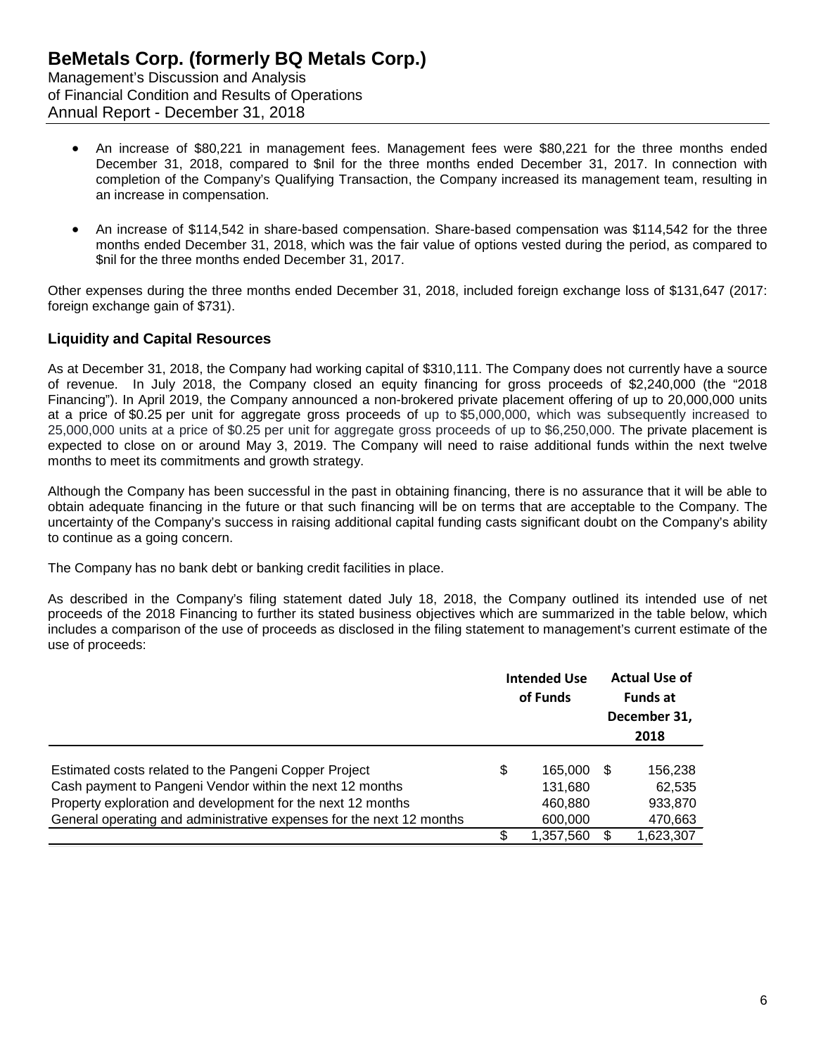- An increase of $80,221 in management fees. Management fees were $80,221 for the three months ended December 31, 2018, compared to $nil for the three months ended December 31, 2017. In connection with completion of the Company's Qualifying Transaction, the Company increased its management team, resulting in an increase in compensation.

- An increase of $114,542 in share-based compensation. Share-based compensation was $114,542 for the three months ended December 31, 2018, which was the fair value of options vested during the period, as compared to $nil for the three months ended December 31, 2017.

Other expenses during the three months ended December 31, 2018, included foreign exchange loss of $131,647 (2017: foreign exchange gain of $731).

## Liquidity and Capital Resources

As at December 31, 2018, the Company had working capital of $310,111. The Company does not currently have a source of revenue. In July 2018, the Company closed an equity financing for gross proceeds of $2,240,000 (the "2018 Financing"). In April 2019, the Company announced a non-brokered private placement offering of up to 20,000,000 units at a price of $0.25 per unit for aggregate gross proceeds of up to $5,000,000, which was subsequently increased to 25,000,000 units at a price of $0.25 per unit for aggregate gross proceeds of up to $6,250,000. The private placement is expected to close on or around May 3, 2019. The Company will need to raise additional funds within the next twelve months to meet its commitments and growth strategy.

Although the Company has been successful in the past in obtaining financing, there is no assurance that it will be able to obtain adequate financing in the future or that such financing will be on terms that are acceptable to the Company. The uncertainty of the Company's success in raising additional capital funding casts significant doubt on the Company's ability to continue as a going concern.

The Company has no bank debt or banking credit facilities in place.

As described in the Company's filing statement dated July 18, 2018, the Company outlined its intended use of net proceeds of the 2018 Financing to further its stated business objectives which are summarized in the table below, which includes a comparison of the use of proceeds as disclosed in the filing statement to management's current estimate of the use of proceeds:

| | Intended Use of Funds | Actual Use of Funds at December 31, 2018 |
|---|---|---|
| Estimated costs related to the Pangeni Copper Project | $ 165,000 | $ 156,238 |
| Cash payment to Pangeni Vendor within the next 12 months | 131,680 | 62,535 |
| Property exploration and development for the next 12 months | 460,880 | 933,870 |
| General operating and administrative expenses for the next 12 months | 600,000 | 470,663 |
| | $ 1,357,560 | $ 1,623,307 |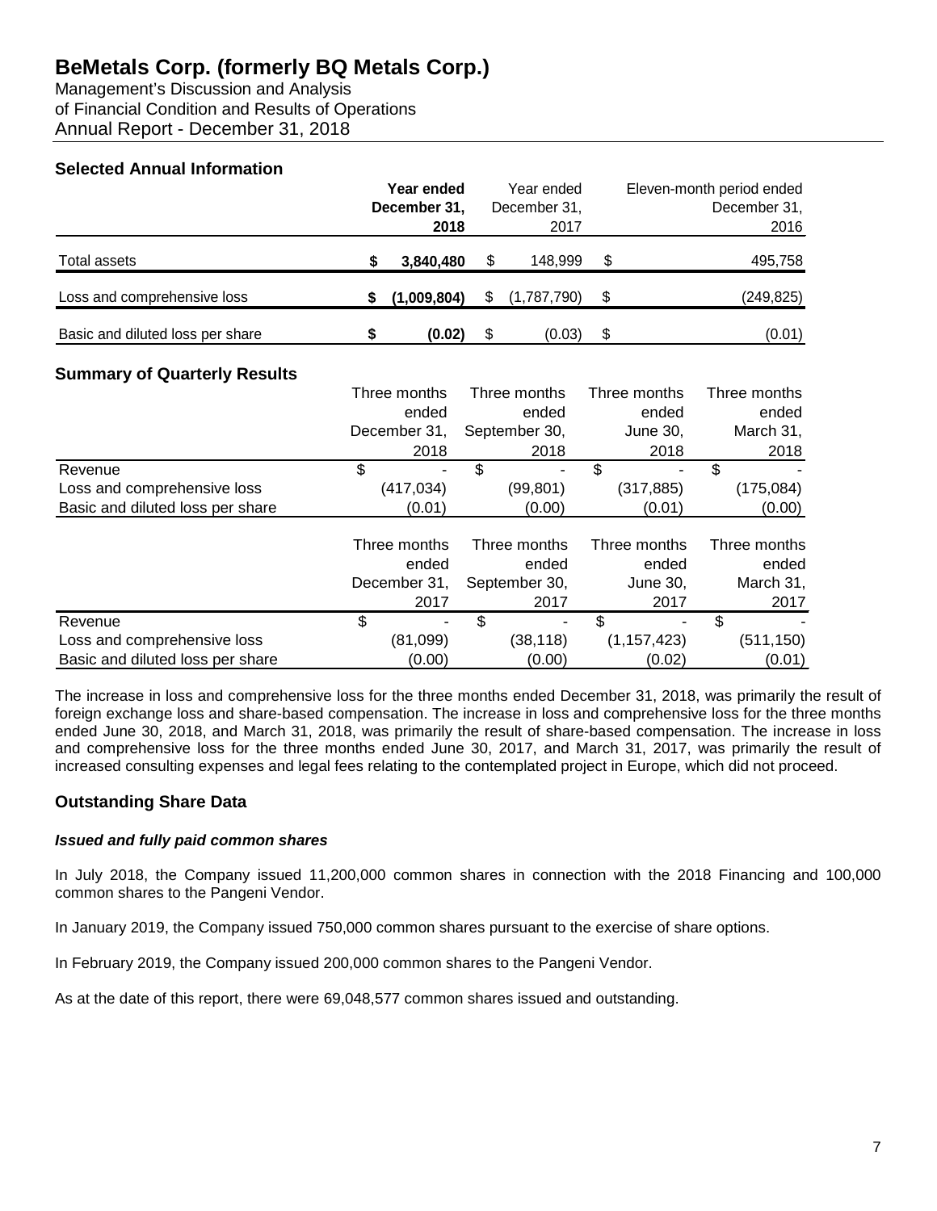# BeMetals Corp. (formerly BQ Metals Corp.)

Management's Discussion and Analysis
of Financial Condition and Results of Operations
Annual Report - December 31, 2018

## Selected Annual Information

| | **Year ended December 31, 2018** | Year ended December 31, 2017 | Eleven-month period ended December 31, 2016 |
|---|---|---|---|
| Total assets | **$ 3,840,480** | $ 148,999 | $ 495,758 |
| Loss and comprehensive loss | **$ (1,009,804)** | $ (1,787,790) | $ (249,825) |
| Basic and diluted loss per share | **$ (0.02)** | $ (0.03) | $ (0.01) |

## Summary of Quarterly Results

| | Three months ended December 31, 2018 | Three months ended September 30, 2018 | Three months ended June 30, 2018 | Three months ended March 31, 2018 |
|---|---|---|---|---|
| Revenue | $ - | $ - | $ - | $ - |
| Loss and comprehensive loss | (417,034) | (99,801) | (317,885) | (175,084) |
| Basic and diluted loss per share | (0.01) | (0.00) | (0.01) | (0.00) |

| | Three months ended December 31, 2017 | Three months ended September 30, 2017 | Three months ended June 30, 2017 | Three months ended March 31, 2017 |
|---|---|---|---|---|
| Revenue | $ - | $ - | $ - | $ - |
| Loss and comprehensive loss | (81,099) | (38,118) | (1,157,423) | (511,150) |
| Basic and diluted loss per share | (0.00) | (0.00) | (0.02) | (0.01) |

The increase in loss and comprehensive loss for the three months ended December 31, 2018, was primarily the result of foreign exchange loss and share-based compensation. The increase in loss and comprehensive loss for the three months ended June 30, 2018, and March 31, 2018, was primarily the result of share-based compensation. The increase in loss and comprehensive loss for the three months ended June 30, 2017, and March 31, 2017, was primarily the result of increased consulting expenses and legal fees relating to the contemplated project in Europe, which did not proceed.

## Outstanding Share Data

### *Issued and fully paid common shares*

In July 2018, the Company issued 11,200,000 common shares in connection with the 2018 Financing and 100,000 common shares to the Pangeni Vendor.

In January 2019, the Company issued 750,000 common shares pursuant to the exercise of share options.

In February 2019, the Company issued 200,000 common shares to the Pangeni Vendor.

As at the date of this report, there were 69,048,577 common shares issued and outstanding.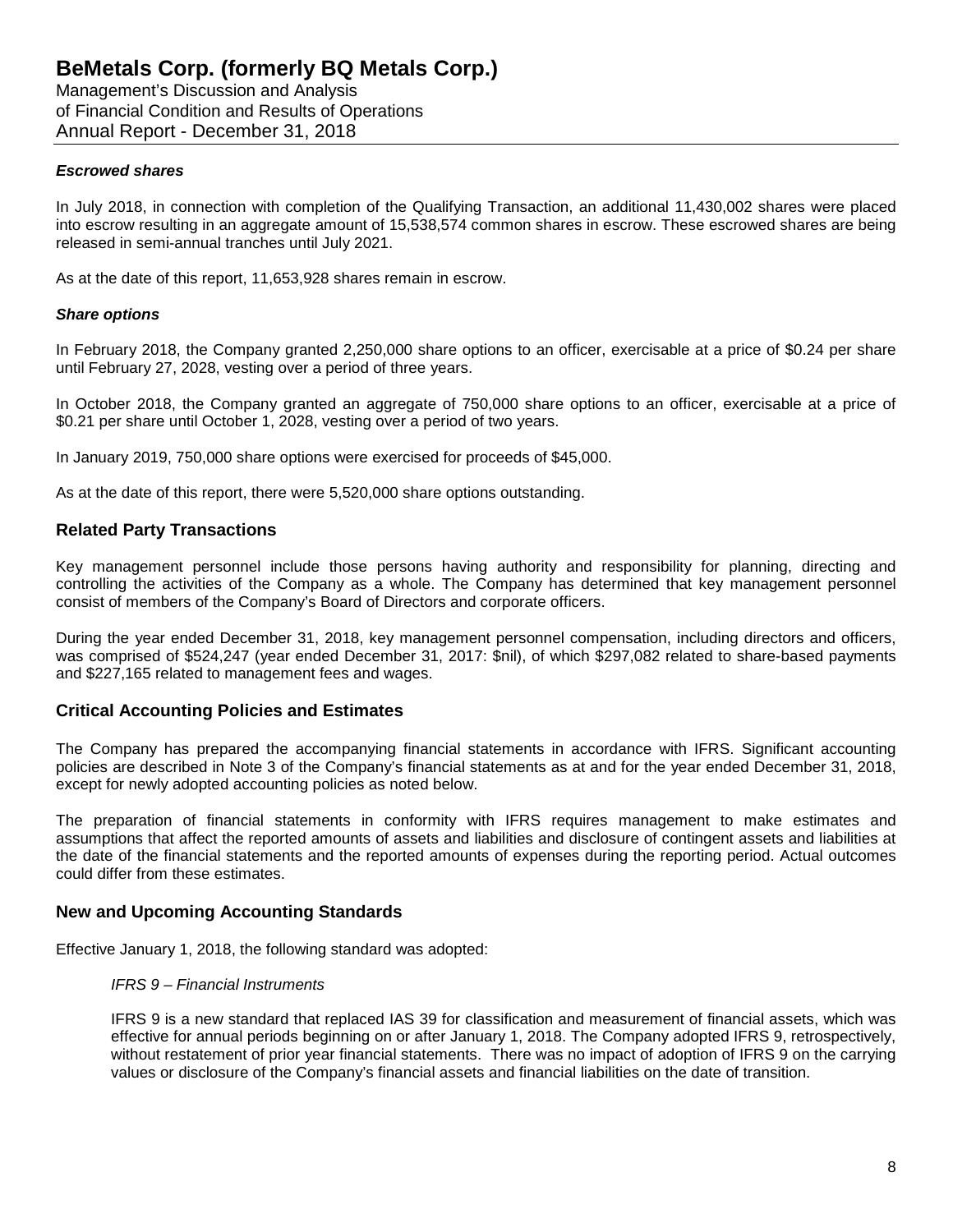### *Escrowed shares*

In July 2018, in connection with completion of the Qualifying Transaction, an additional 11,430,002 shares were placed into escrow resulting in an aggregate amount of 15,538,574 common shares in escrow. These escrowed shares are being released in semi-annual tranches until July 2021.

As at the date of this report, 11,653,928 shares remain in escrow.

### *Share options*

In February 2018, the Company granted 2,250,000 share options to an officer, exercisable at a price of $0.24 per share until February 27, 2028, vesting over a period of three years.

In October 2018, the Company granted an aggregate of 750,000 share options to an officer, exercisable at a price of $0.21 per share until October 1, 2028, vesting over a period of two years.

In January 2019, 750,000 share options were exercised for proceeds of $45,000.

As at the date of this report, there were 5,520,000 share options outstanding.

## Related Party Transactions

Key management personnel include those persons having authority and responsibility for planning, directing and controlling the activities of the Company as a whole. The Company has determined that key management personnel consist of members of the Company's Board of Directors and corporate officers.

During the year ended December 31, 2018, key management personnel compensation, including directors and officers, was comprised of $524,247 (year ended December 31, 2017: $nil), of which $297,082 related to share-based payments and $227,165 related to management fees and wages.

## Critical Accounting Policies and Estimates

The Company has prepared the accompanying financial statements in accordance with IFRS. Significant accounting policies are described in Note 3 of the Company's financial statements as at and for the year ended December 31, 2018, except for newly adopted accounting policies as noted below.

The preparation of financial statements in conformity with IFRS requires management to make estimates and assumptions that affect the reported amounts of assets and liabilities and disclosure of contingent assets and liabilities at the date of the financial statements and the reported amounts of expenses during the reporting period. Actual outcomes could differ from these estimates.

## New and Upcoming Accounting Standards

Effective January 1, 2018, the following standard was adopted:

*IFRS 9 – Financial Instruments*

IFRS 9 is a new standard that replaced IAS 39 for classification and measurement of financial assets, which was effective for annual periods beginning on or after January 1, 2018. The Company adopted IFRS 9, retrospectively, without restatement of prior year financial statements. There was no impact of adoption of IFRS 9 on the carrying values or disclosure of the Company's financial assets and financial liabilities on the date of transition.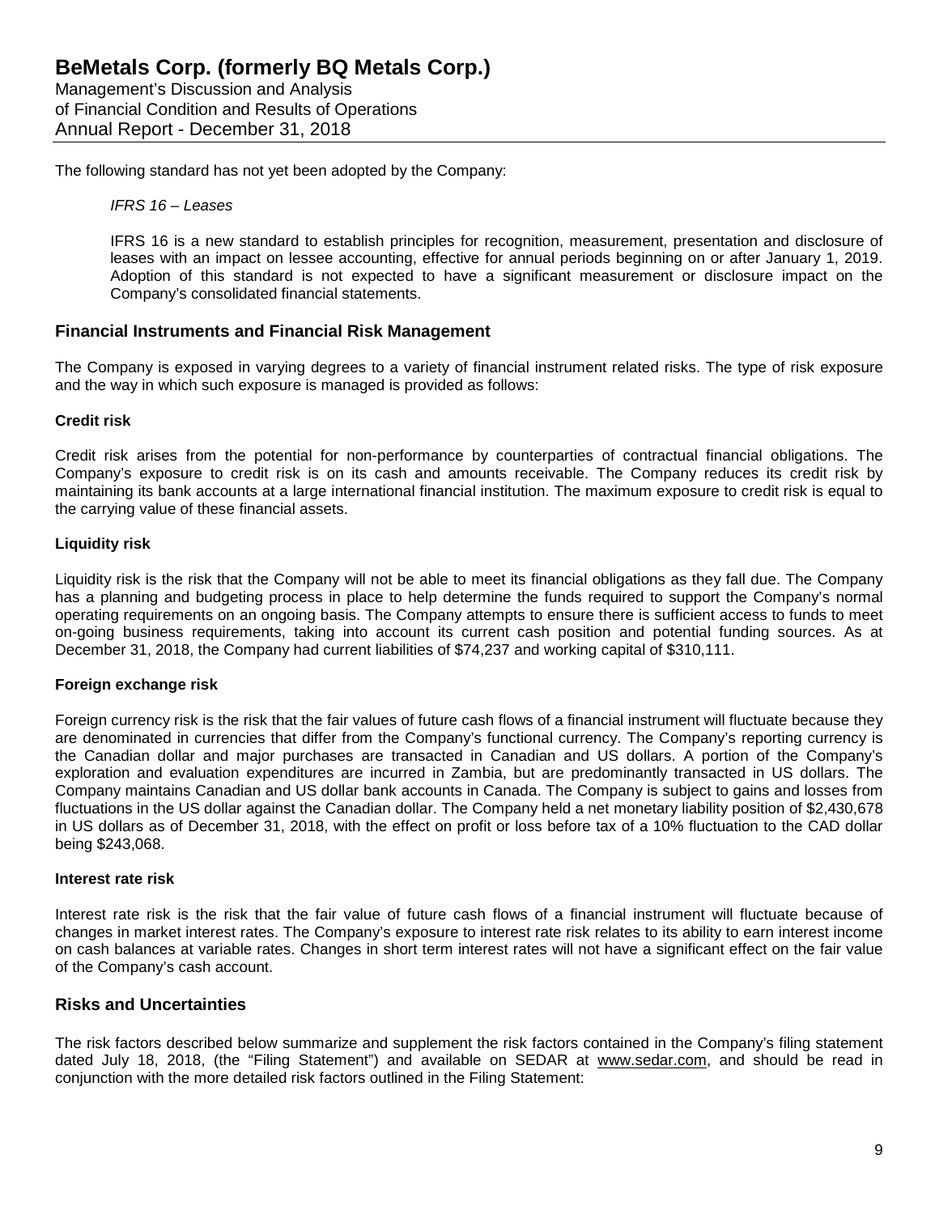The following standard has not yet been adopted by the Company:

*IFRS 16 – Leases*

IFRS 16 is a new standard to establish principles for recognition, measurement, presentation and disclosure of leases with an impact on lessee accounting, effective for annual periods beginning on or after January 1, 2019. Adoption of this standard is not expected to have a significant measurement or disclosure impact on the Company's consolidated financial statements.

## Financial Instruments and Financial Risk Management

The Company is exposed in varying degrees to a variety of financial instrument related risks. The type of risk exposure and the way in which such exposure is managed is provided as follows:

**Credit risk**

Credit risk arises from the potential for non-performance by counterparties of contractual financial obligations. The Company's exposure to credit risk is on its cash and amounts receivable. The Company reduces its credit risk by maintaining its bank accounts at a large international financial institution. The maximum exposure to credit risk is equal to the carrying value of these financial assets.

**Liquidity risk**

Liquidity risk is the risk that the Company will not be able to meet its financial obligations as they fall due. The Company has a planning and budgeting process in place to help determine the funds required to support the Company's normal operating requirements on an ongoing basis. The Company attempts to ensure there is sufficient access to funds to meet on-going business requirements, taking into account its current cash position and potential funding sources. As at December 31, 2018, the Company had current liabilities of $74,237 and working capital of $310,111.

**Foreign exchange risk**

Foreign currency risk is the risk that the fair values of future cash flows of a financial instrument will fluctuate because they are denominated in currencies that differ from the Company's functional currency. The Company's reporting currency is the Canadian dollar and major purchases are transacted in Canadian and US dollars. A portion of the Company's exploration and evaluation expenditures are incurred in Zambia, but are predominantly transacted in US dollars. The Company maintains Canadian and US dollar bank accounts in Canada. The Company is subject to gains and losses from fluctuations in the US dollar against the Canadian dollar. The Company held a net monetary liability position of $2,430,678 in US dollars as of December 31, 2018, with the effect on profit or loss before tax of a 10% fluctuation to the CAD dollar being $243,068.

**Interest rate risk**

Interest rate risk is the risk that the fair value of future cash flows of a financial instrument will fluctuate because of changes in market interest rates. The Company's exposure to interest rate risk relates to its ability to earn interest income on cash balances at variable rates. Changes in short term interest rates will not have a significant effect on the fair value of the Company's cash account.

## Risks and Uncertainties

The risk factors described below summarize and supplement the risk factors contained in the Company's filing statement dated July 18, 2018, (the "Filing Statement") and available on SEDAR at www.sedar.com, and should be read in conjunction with the more detailed risk factors outlined in the Filing Statement: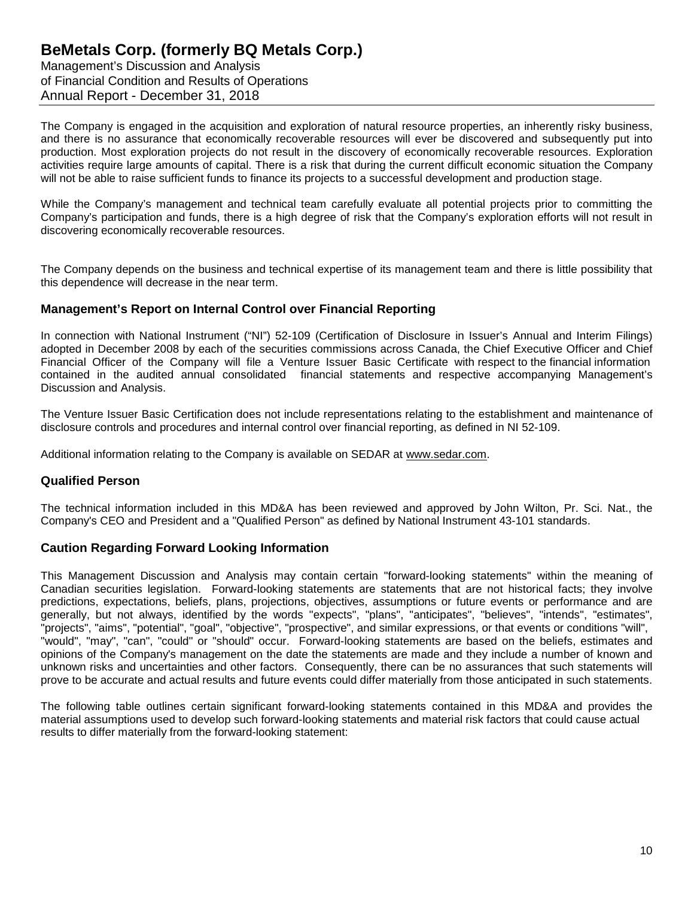The Company is engaged in the acquisition and exploration of natural resource properties, an inherently risky business, and there is no assurance that economically recoverable resources will ever be discovered and subsequently put into production. Most exploration projects do not result in the discovery of economically recoverable resources. Exploration activities require large amounts of capital. There is a risk that during the current difficult economic situation the Company will not be able to raise sufficient funds to finance its projects to a successful development and production stage.

While the Company's management and technical team carefully evaluate all potential projects prior to committing the Company's participation and funds, there is a high degree of risk that the Company's exploration efforts will not result in discovering economically recoverable resources.

The Company depends on the business and technical expertise of its management team and there is little possibility that this dependence will decrease in the near term.

## Management's Report on Internal Control over Financial Reporting

In connection with National Instrument ("NI") 52-109 (Certification of Disclosure in Issuer's Annual and Interim Filings) adopted in December 2008 by each of the securities commissions across Canada, the Chief Executive Officer and Chief Financial Officer of the Company will file a Venture Issuer Basic Certificate with respect to the financial information contained in the audited annual consolidated financial statements and respective accompanying Management's Discussion and Analysis.

The Venture Issuer Basic Certification does not include representations relating to the establishment and maintenance of disclosure controls and procedures and internal control over financial reporting, as defined in NI 52-109.

Additional information relating to the Company is available on SEDAR at www.sedar.com.

## Qualified Person

The technical information included in this MD&A has been reviewed and approved by John Wilton, Pr. Sci. Nat., the Company's CEO and President and a "Qualified Person" as defined by National Instrument 43-101 standards.

## Caution Regarding Forward Looking Information

This Management Discussion and Analysis may contain certain "forward-looking statements" within the meaning of Canadian securities legislation. Forward-looking statements are statements that are not historical facts; they involve predictions, expectations, beliefs, plans, projections, objectives, assumptions or future events or performance and are generally, but not always, identified by the words "expects", "plans", "anticipates", "believes", "intends", "estimates", "projects", "aims", "potential", "goal", "objective", "prospective", and similar expressions, or that events or conditions "will", "would", "may", "can", "could" or "should" occur. Forward-looking statements are based on the beliefs, estimates and opinions of the Company's management on the date the statements are made and they include a number of known and unknown risks and uncertainties and other factors. Consequently, there can be no assurances that such statements will prove to be accurate and actual results and future events could differ materially from those anticipated in such statements.

The following table outlines certain significant forward-looking statements contained in this MD&A and provides the material assumptions used to develop such forward-looking statements and material risk factors that could cause actual results to differ materially from the forward-looking statement: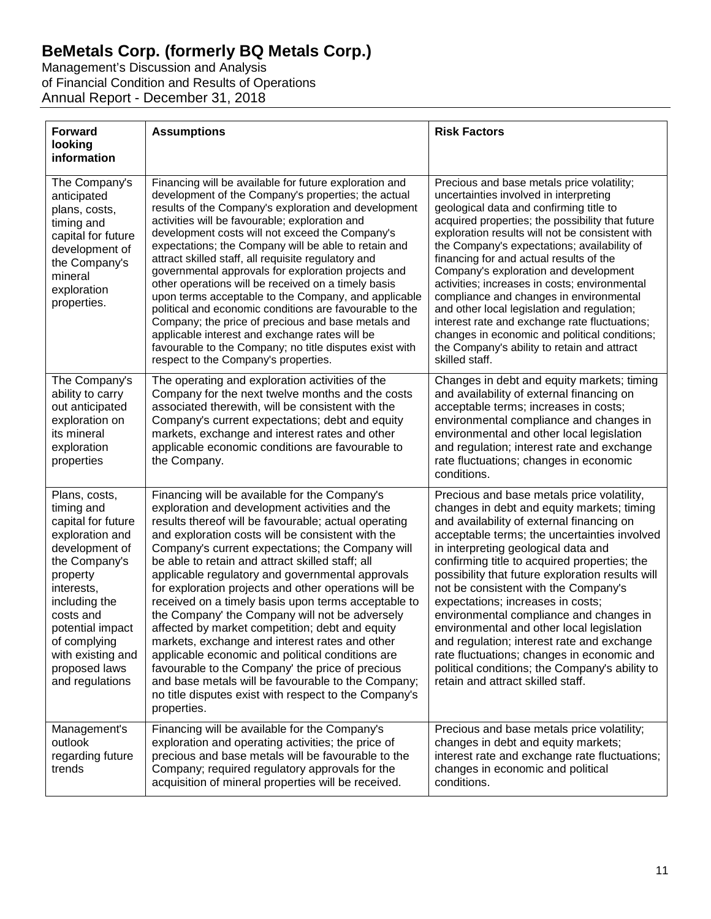| Forward looking information | Assumptions | Risk Factors |
|---|---|---|
| The Company's anticipated plans, costs, timing and capital for future development of the Company's mineral exploration properties. | Financing will be available for future exploration and development of the Company's properties; the actual results of the Company's exploration and development activities will be favourable; exploration and development costs will not exceed the Company's expectations; the Company will be able to retain and attract skilled staff, all requisite regulatory and governmental approvals for exploration projects and other operations will be received on a timely basis upon terms acceptable to the Company, and applicable political and economic conditions are favourable to the Company; the price of precious and base metals and applicable interest and exchange rates will be favourable to the Company; no title disputes exist with respect to the Company's properties. | Precious and base metals price volatility; uncertainties involved in interpreting geological data and confirming title to acquired properties; the possibility that future exploration results will not be consistent with the Company's expectations; availability of financing for and actual results of the Company's exploration and development activities; increases in costs; environmental compliance and changes in environmental and other local legislation and regulation; interest rate and exchange rate fluctuations; changes in economic and political conditions; the Company's ability to retain and attract skilled staff. |
| The Company's ability to carry out anticipated exploration on its mineral exploration properties | The operating and exploration activities of the Company for the next twelve months and the costs associated therewith, will be consistent with the Company's current expectations; debt and equity markets, exchange and interest rates and other applicable economic conditions are favourable to the Company. | Changes in debt and equity markets; timing and availability of external financing on acceptable terms; increases in costs; environmental compliance and changes in environmental and other local legislation and regulation; interest rate and exchange rate fluctuations; changes in economic conditions. |
| Plans, costs, timing and capital for future exploration and development of the Company's property interests, including the costs and potential impact of complying with existing and proposed laws and regulations | Financing will be available for the Company's exploration and development activities and the results thereof will be favourable; actual operating and exploration costs will be consistent with the Company's current expectations; the Company will be able to retain and attract skilled staff; all applicable regulatory and governmental approvals for exploration projects and other operations will be received on a timely basis upon terms acceptable to the Company' the Company will not be adversely affected by market competition; debt and equity markets, exchange and interest rates and other applicable economic and political conditions are favourable to the Company' the price of precious and base metals will be favourable to the Company; no title disputes exist with respect to the Company's properties. | Precious and base metals price volatility, changes in debt and equity markets; timing and availability of external financing on acceptable terms; the uncertainties involved in interpreting geological data and confirming title to acquired properties; the possibility that future exploration results will not be consistent with the Company's expectations; increases in costs; environmental compliance and changes in environmental and other local legislation and regulation; interest rate and exchange rate fluctuations; changes in economic and political conditions; the Company's ability to retain and attract skilled staff. |
| Management's outlook regarding future trends | Financing will be available for the Company's exploration and operating activities; the price of precious and base metals will be favourable to the Company; required regulatory approvals for the acquisition of mineral properties will be received. | Precious and base metals price volatility; changes in debt and equity markets; interest rate and exchange rate fluctuations; changes in economic and political conditions. |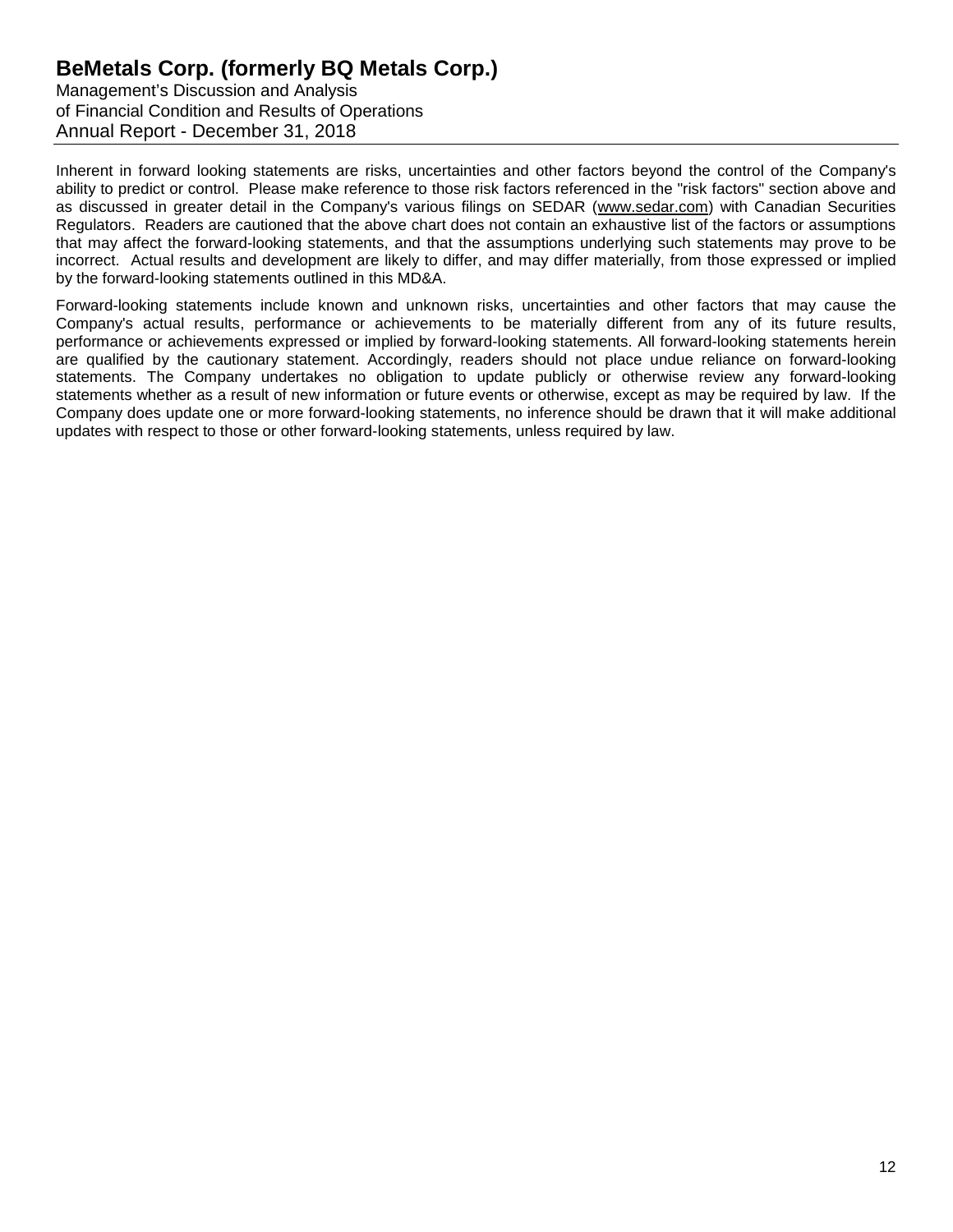Inherent in forward looking statements are risks, uncertainties and other factors beyond the control of the Company's ability to predict or control. Please make reference to those risk factors referenced in the "risk factors" section above and as discussed in greater detail in the Company's various filings on SEDAR (www.sedar.com) with Canadian Securities Regulators. Readers are cautioned that the above chart does not contain an exhaustive list of the factors or assumptions that may affect the forward-looking statements, and that the assumptions underlying such statements may prove to be incorrect. Actual results and development are likely to differ, and may differ materially, from those expressed or implied by the forward-looking statements outlined in this MD&A.

Forward-looking statements include known and unknown risks, uncertainties and other factors that may cause the Company's actual results, performance or achievements to be materially different from any of its future results, performance or achievements expressed or implied by forward-looking statements. All forward-looking statements herein are qualified by the cautionary statement. Accordingly, readers should not place undue reliance on forward-looking statements. The Company undertakes no obligation to update publicly or otherwise review any forward-looking statements whether as a result of new information or future events or otherwise, except as may be required by law. If the Company does update one or more forward-looking statements, no inference should be drawn that it will make additional updates with respect to those or other forward-looking statements, unless required by law.